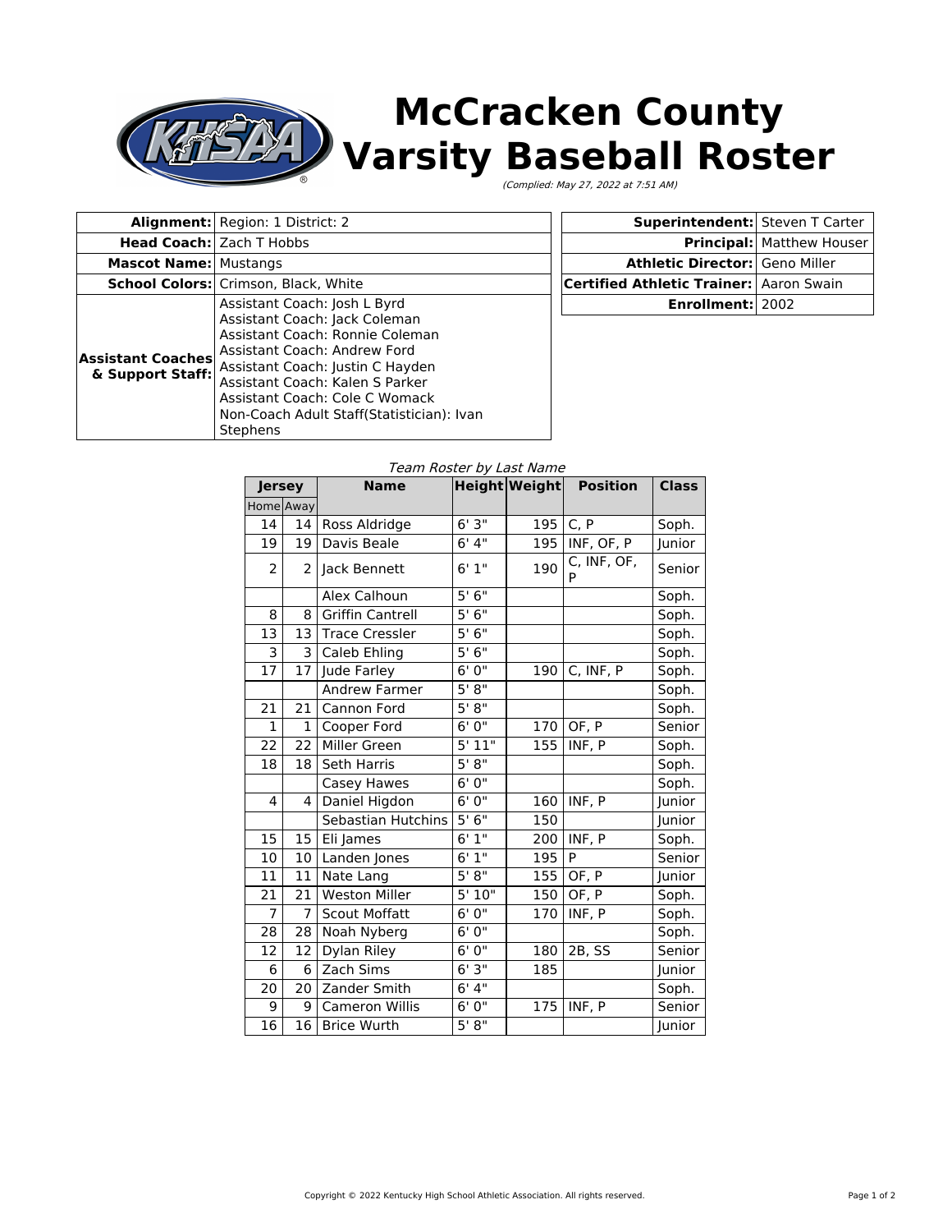# McCracken County Varsity Baseball Roster

*(Complied: May 27, 2022 at 7:51 AM)*

| | |
|---|---|
| **Alignment:** | Region: 1 District: 2 |
| **Head Coach:** | Zach T Hobbs |
| **Mascot Name:** | Mustangs |
| **School Colors:** | Crimson, Black, White |
| **Assistant Coaches & Support Staff:** | Assistant Coach: Josh L Byrd<br>Assistant Coach: Jack Coleman<br>Assistant Coach: Ronnie Coleman<br>Assistant Coach: Andrew Ford<br>Assistant Coach: Justin C Hayden<br>Assistant Coach: Kalen S Parker<br>Assistant Coach: Cole C Womack<br>Non-Coach Adult Staff(Statistician): Ivan Stephens |

| | |
|---|---|
| **Superintendent:** | Steven T Carter |
| **Principal:** | Matthew Houser |
| **Athletic Director:** | Geno Miller |
| **Certified Athletic Trainer:** | Aaron Swain |
| **Enrollment:** | 2002 |

*Team Roster by Last Name*

| Jersey | | Name | Height | Weight | Position | Class |
|---|---|---|---|---|---|---|
| Home | Away | | | | | |
| 14 | 14 | Ross Aldridge | 6' 3" | 195 | C, P | Soph. |
| 19 | 19 | Davis Beale | 6' 4" | 195 | INF, OF, P | Junior |
| 2 | 2 | Jack Bennett | 6' 1" | 190 | C, INF, OF, P | Senior |
| | | Alex Calhoun | 5' 6" | | | Soph. |
| 8 | 8 | Griffin Cantrell | 5' 6" | | | Soph. |
| 13 | 13 | Trace Cressler | 5' 6" | | | Soph. |
| 3 | 3 | Caleb Ehling | 5' 6" | | | Soph. |
| 17 | 17 | Jude Farley | 6' 0" | 190 | C, INF, P | Soph. |
| | | Andrew Farmer | 5' 8" | | | Soph. |
| 21 | 21 | Cannon Ford | 5' 8" | | | Soph. |
| 1 | 1 | Cooper Ford | 6' 0" | 170 | OF, P | Senior |
| 22 | 22 | Miller Green | 5' 11" | 155 | INF, P | Soph. |
| 18 | 18 | Seth Harris | 5' 8" | | | Soph. |
| | | Casey Hawes | 6' 0" | | | Soph. |
| 4 | 4 | Daniel Higdon | 6' 0" | 160 | INF, P | Junior |
| | | Sebastian Hutchins | 5' 6" | 150 | | Junior |
| 15 | 15 | Eli James | 6' 1" | 200 | INF, P | Soph. |
| 10 | 10 | Landen Jones | 6' 1" | 195 | P | Senior |
| 11 | 11 | Nate Lang | 5' 8" | 155 | OF, P | Junior |
| 21 | 21 | Weston Miller | 5' 10" | 150 | OF, P | Soph. |
| 7 | 7 | Scout Moffatt | 6' 0" | 170 | INF, P | Soph. |
| 28 | 28 | Noah Nyberg | 6' 0" | | | Soph. |
| 12 | 12 | Dylan Riley | 6' 0" | 180 | 2B, SS | Senior |
| 6 | 6 | Zach Sims | 6' 3" | 185 | | Junior |
| 20 | 20 | Zander Smith | 6' 4" | | | Soph. |
| 9 | 9 | Cameron Willis | 6' 0" | 175 | INF, P | Senior |
| 16 | 16 | Brice Wurth | 5' 8" | | | Junior |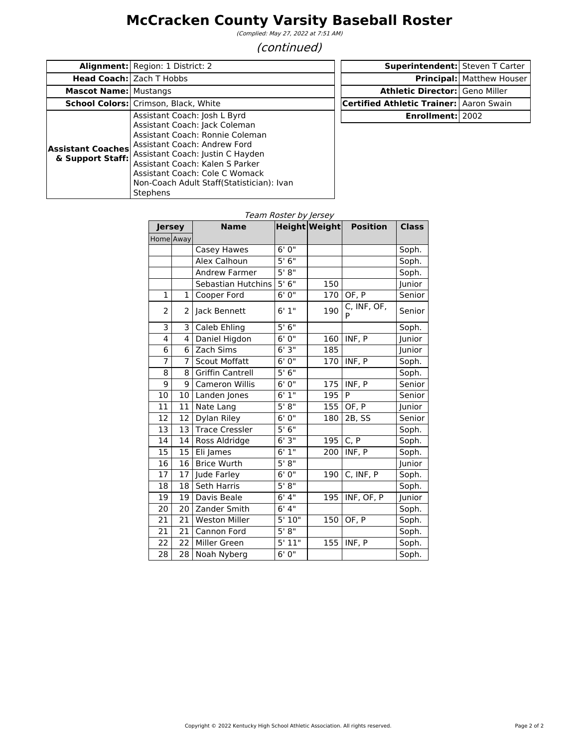# McCracken County Varsity Baseball Roster

*(Complied: May 27, 2022 at 7:51 AM)*

*(continued)*

| | |
|---|---|
| **Alignment:** | Region: 1 District: 2 |
| **Head Coach:** | Zach T Hobbs |
| **Mascot Name:** | Mustangs |
| **School Colors:** | Crimson, Black, White |
| **Assistant Coaches & Support Staff:** | Assistant Coach: Josh L Byrd<br>Assistant Coach: Jack Coleman<br>Assistant Coach: Ronnie Coleman<br>Assistant Coach: Andrew Ford<br>Assistant Coach: Justin C Hayden<br>Assistant Coach: Kalen S Parker<br>Assistant Coach: Cole C Womack<br>Non-Coach Adult Staff(Statistician): Ivan Stephens |

| | |
|---|---|
| **Superintendent:** | Steven T Carter |
| **Principal:** | Matthew Houser |
| **Athletic Director:** | Geno Miller |
| **Certified Athletic Trainer:** | Aaron Swain |
| **Enrollment:** | 2002 |

*Team Roster by Jersey*

| Jersey | | Name | Height | Weight | Position | Class |
|---|---|---|---|---|---|---|
| Home | Away | | | | | |
| | | Casey Hawes | 6' 0" | | | Soph. |
| | | Alex Calhoun | 5' 6" | | | Soph. |
| | | Andrew Farmer | 5' 8" | | | Soph. |
| | | Sebastian Hutchins | 5' 6" | 150 | | Junior |
| 1 | 1 | Cooper Ford | 6' 0" | 170 | OF, P | Senior |
| 2 | 2 | Jack Bennett | 6' 1" | 190 | C, INF, OF, P | Senior |
| 3 | 3 | Caleb Ehling | 5' 6" | | | Soph. |
| 4 | 4 | Daniel Higdon | 6' 0" | 160 | INF, P | Junior |
| 6 | 6 | Zach Sims | 6' 3" | 185 | | Junior |
| 7 | 7 | Scout Moffatt | 6' 0" | 170 | INF, P | Soph. |
| 8 | 8 | Griffin Cantrell | 5' 6" | | | Soph. |
| 9 | 9 | Cameron Willis | 6' 0" | 175 | INF, P | Senior |
| 10 | 10 | Landen Jones | 6' 1" | 195 | P | Senior |
| 11 | 11 | Nate Lang | 5' 8" | 155 | OF, P | Junior |
| 12 | 12 | Dylan Riley | 6' 0" | 180 | 2B, SS | Senior |
| 13 | 13 | Trace Cressler | 5' 6" | | | Soph. |
| 14 | 14 | Ross Aldridge | 6' 3" | 195 | C, P | Soph. |
| 15 | 15 | Eli James | 6' 1" | 200 | INF, P | Soph. |
| 16 | 16 | Brice Wurth | 5' 8" | | | Junior |
| 17 | 17 | Jude Farley | 6' 0" | 190 | C, INF, P | Soph. |
| 18 | 18 | Seth Harris | 5' 8" | | | Soph. |
| 19 | 19 | Davis Beale | 6' 4" | 195 | INF, OF, P | Junior |
| 20 | 20 | Zander Smith | 6' 4" | | | Soph. |
| 21 | 21 | Weston Miller | 5' 10" | 150 | OF, P | Soph. |
| 21 | 21 | Cannon Ford | 5' 8" | | | Soph. |
| 22 | 22 | Miller Green | 5' 11" | 155 | INF, P | Soph. |
| 28 | 28 | Noah Nyberg | 6' 0" | | | Soph. |

Copyright © 2022 Kentucky High School Athletic Association. All rights reserved.